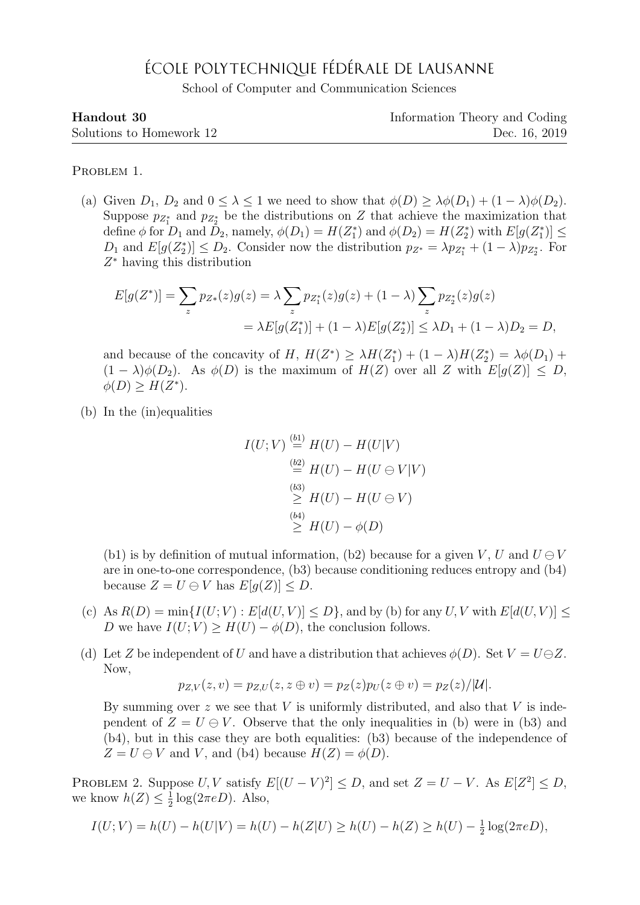# École Polytechnique Fédérale de Lausanne

School of Computer and Communication Sciences

**Handout 30** — Information Theory and Coding

Solutions to Homework 12 — Dec. 16, 2019

---

Problem 1.

(a) Given $D_1$, $D_2$ and $0 \le \lambda \le 1$ we need to show that $\phi(D) \ge \lambda\phi(D_1) + (1-\lambda)\phi(D_2)$. Suppose $p_{Z_1^*}$ and $p_{Z_2^*}$ be the distributions on $Z$ that achieve the maximization that define $\phi$ for $D_1$ and $D_2$, namely, $\phi(D_1) = H(Z_1^*)$ and $\phi(D_2) = H(Z_2^*)$ with $E[g(Z_1^*)] \le D_1$ and $E[g(Z_2^*)] \le D_2$. Consider now the distribution $p_{Z^*} = \lambda p_{Z_1^*} + (1-\lambda)p_{Z_2^*}$. For $Z^*$ having this distribution

$$
\begin{aligned}
E[g(Z^*)] = \sum_z p_{Z*}(z)g(z) &= \lambda \sum_z p_{Z_1^*}(z)g(z) + (1-\lambda)\sum_z p_{Z_2^*}(z)g(z) \\
&= \lambda E[g(Z_1^*)] + (1-\lambda)E[g(Z_2^*)] \le \lambda D_1 + (1-\lambda)D_2 = D,
\end{aligned}
$$

and because of the concavity of $H$, $H(Z^*) \ge \lambda H(Z_1^*) + (1-\lambda)H(Z_2^*) = \lambda\phi(D_1) + (1-\lambda)\phi(D_2)$. As $\phi(D)$ is the maximum of $H(Z)$ over all $Z$ with $E[g(Z)] \le D$, $\phi(D) \ge H(Z^*)$.

(b) In the (in)equalities

$$
\begin{aligned}
I(U;V) &\overset{(b1)}{=} H(U) - H(U|V) \\
&\overset{(b2)}{=} H(U) - H(U \ominus V|V) \\
&\overset{(b3)}{\ge} H(U) - H(U \ominus V) \\
&\overset{(b4)}{\ge} H(U) - \phi(D)
\end{aligned}
$$

(b1) is by definition of mutual information, (b2) because for a given $V$, $U$ and $U \ominus V$ are in one-to-one correspondence, (b3) because conditioning reduces entropy and (b4) because $Z = U \ominus V$ has $E[g(Z)] \le D$.

(c) As $R(D) = \min\{I(U;V) : E[d(U,V)] \le D\}$, and by (b) for any $U, V$ with $E[d(U,V)] \le D$ we have $I(U;V) \ge H(U) - \phi(D)$, the conclusion follows.

(d) Let $Z$ be independent of $U$ and have a distribution that achieves $\phi(D)$. Set $V = U \ominus Z$. Now,

$$
p_{Z,V}(z,v) = p_{Z,U}(z, z \oplus v) = p_Z(z)p_U(z \oplus v) = p_Z(z)/|\mathcal{U}|.
$$

By summing over $z$ we see that $V$ is uniformly distributed, and also that $V$ is independent of $Z = U \ominus V$. Observe that the only inequalities in (b) were in (b3) and (b4), but in this case they are both equalities: (b3) because of the independence of $Z = U \ominus V$ and $V$, and (b4) because $H(Z) = \phi(D)$.

Problem 2. Suppose $U, V$ satisfy $E[(U-V)^2] \le D$, and set $Z = U - V$. As $E[Z^2] \le D$, we know $h(Z) \le \frac{1}{2}\log(2\pi e D)$. Also,

$$
I(U;V) = h(U) - h(U|V) = h(U) - h(Z|U) \ge h(U) - h(Z) \ge h(U) - \tfrac{1}{2}\log(2\pi e D),
$$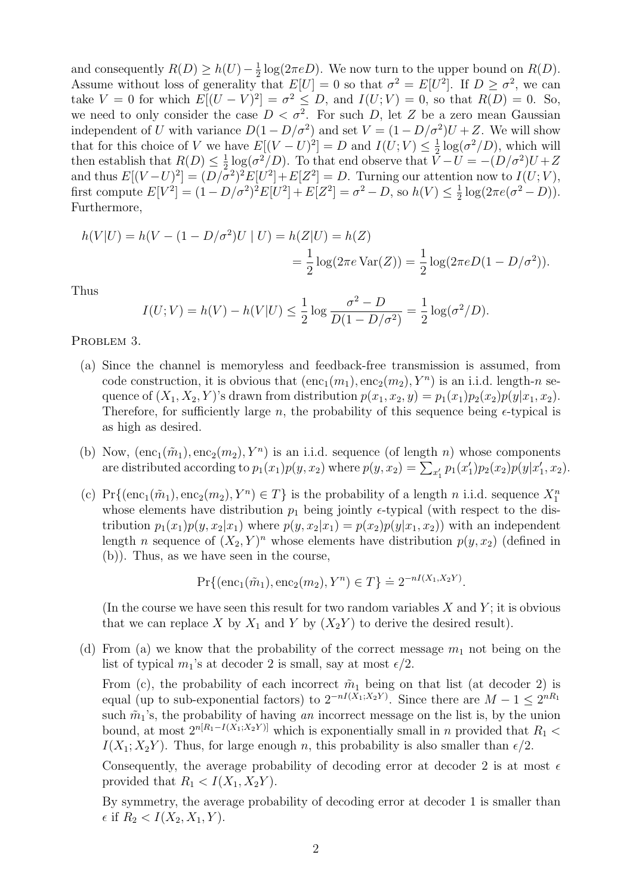and consequently $R(D) \geq h(U) - \frac{1}{2}\log(2\pi e D)$. We now turn to the upper bound on $R(D)$. Assume without loss of generality that $E[U] = 0$ so that $\sigma^2 = E[U^2]$. If $D \geq \sigma^2$, we can take $V = 0$ for which $E[(U-V)^2] = \sigma^2 \leq D$, and $I(U;V) = 0$, so that $R(D) = 0$. So, we need to only consider the case $D < \sigma^2$. For such $D$, let $Z$ be a zero mean Gaussian independent of $U$ with variance $D(1 - D/\sigma^2)$ and set $V = (1 - D/\sigma^2)U + Z$. We will show that for this choice of $V$ we have $E[(V-U)^2] = D$ and $I(U;V) \leq \frac{1}{2}\log(\sigma^2/D)$, which will then establish that $R(D) \leq \frac{1}{2}\log(\sigma^2/D)$. To that end observe that $V - U = -(D/\sigma^2)U + Z$ and thus $E[(V-U)^2] = (D/\sigma^2)^2 E[U^2] + E[Z^2] = D$. Turning our attention now to $I(U;V)$, first compute $E[V^2] = (1 - D/\sigma^2)^2 E[U^2] + E[Z^2] = \sigma^2 - D$, so $h(V) \leq \frac{1}{2}\log(2\pi e(\sigma^2 - D))$. Furthermore,

$$
\begin{aligned}
h(V|U) = h(V - (1 - D/\sigma^2)U \mid U) &= h(Z|U) = h(Z) \\
&= \frac{1}{2}\log(2\pi e \operatorname{Var}(Z)) = \frac{1}{2}\log(2\pi e D(1 - D/\sigma^2)).
\end{aligned}
$$

Thus

$$
I(U;V) = h(V) - h(V|U) \leq \frac{1}{2}\log\frac{\sigma^2 - D}{D(1 - D/\sigma^2)} = \frac{1}{2}\log(\sigma^2/D).
$$

Problem 3.

(a) Since the channel is memoryless and feedback-free transmission is assumed, from code construction, it is obvious that $(\text{enc}_1(m_1), \text{enc}_2(m_2), Y^n)$ is an i.i.d. length-$n$ sequence of $(X_1, X_2, Y)$'s drawn from distribution $p(x_1, x_2, y) = p_1(x_1)p_2(x_2)p(y|x_1, x_2)$. Therefore, for sufficiently large $n$, the probability of this sequence being $\epsilon$-typical is as high as desired.

(b) Now, $(\text{enc}_1(\tilde{m}_1), \text{enc}_2(m_2), Y^n)$ is an i.i.d. sequence (of length $n$) whose components are distributed according to $p_1(x_1)p(y, x_2)$ where $p(y, x_2) = \sum_{x_1'} p_1(x_1')p_2(x_2)p(y|x_1', x_2)$.

(c) $\Pr\{(\text{enc}_1(\tilde{m}_1), \text{enc}_2(m_2), Y^n) \in T\}$ is the probability of a length $n$ i.i.d. sequence $X_1^n$ whose elements have distribution $p_1$ being jointly $\epsilon$-typical (with respect to the distribution $p_1(x_1)p(y, x_2|x_1)$ where $p(y, x_2|x_1) = p(x_2)p(y|x_1, x_2)$) with an independent length $n$ sequence of $(X_2, Y)^n$ whose elements have distribution $p(y, x_2)$ (defined in (b)). Thus, as we have seen in the course,

$$
\Pr\{(\text{enc}_1(\tilde{m}_1), \text{enc}_2(m_2), Y^n) \in T\} \doteq 2^{-nI(X_1, X_2 Y)}.
$$

(In the course we have seen this result for two random variables $X$ and $Y$; it is obvious that we can replace $X$ by $X_1$ and $Y$ by $(X_2 Y)$ to derive the desired result).

(d) From (a) we know that the probability of the correct message $m_1$ not being on the list of typical $m_1$'s at decoder 2 is small, say at most $\epsilon/2$.

From (c), the probability of each incorrect $\tilde{m}_1$ being on that list (at decoder 2) is equal (up to sub-exponential factors) to $2^{-nI(X_1;X_2Y)}$. Since there are $M - 1 \leq 2^{nR_1}$ such $\tilde{m}_1$'s, the probability of having *an* incorrect message on the list is, by the union bound, at most $2^{n[R_1 - I(X_1;X_2Y)]}$ which is exponentially small in $n$ provided that $R_1 < I(X_1; X_2Y)$. Thus, for large enough $n$, this probability is also smaller than $\epsilon/2$.

Consequently, the average probability of decoding error at decoder 2 is at most $\epsilon$ provided that $R_1 < I(X_1, X_2Y)$.

By symmetry, the average probability of decoding error at decoder 1 is smaller than $\epsilon$ if $R_2 < I(X_2, X_1, Y)$.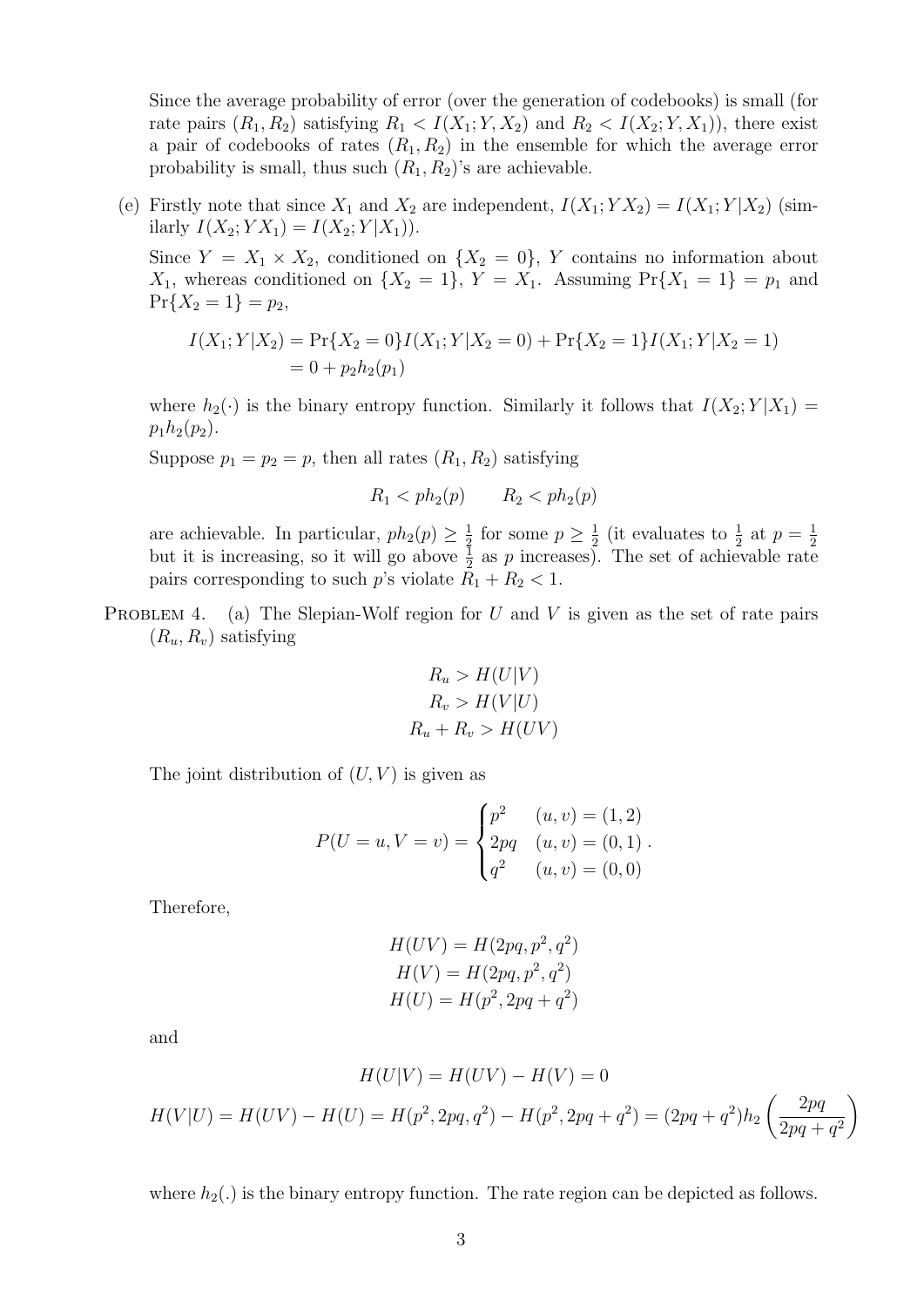Since the average probability of error (over the generation of codebooks) is small (for rate pairs $(R_1, R_2)$ satisfying $R_1 < I(X_1; Y, X_2)$ and $R_2 < I(X_2; Y, X_1)$), there exist a pair of codebooks of rates $(R_1, R_2)$ in the ensemble for which the average error probability is small, thus such $(R_1, R_2)$'s are achievable.

(e) Firstly note that since $X_1$ and $X_2$ are independent, $I(X_1; YX_2) = I(X_1; Y|X_2)$ (similarly $I(X_2; YX_1) = I(X_2; Y|X_1)$).

Since $Y = X_1 \times X_2$, conditioned on $\{X_2 = 0\}$, $Y$ contains no information about $X_1$, whereas conditioned on $\{X_2 = 1\}$, $Y = X_1$. Assuming $\Pr\{X_1 = 1\} = p_1$ and $\Pr\{X_2 = 1\} = p_2$,

$$
\begin{aligned}
I(X_1; Y|X_2) &= \Pr\{X_2 = 0\} I(X_1; Y|X_2 = 0) + \Pr\{X_2 = 1\} I(X_1; Y|X_2 = 1) \\
&= 0 + p_2 h_2(p_1)
\end{aligned}
$$

where $h_2(\cdot)$ is the binary entropy function. Similarly it follows that $I(X_2; Y|X_1) = p_1 h_2(p_2)$.

Suppose $p_1 = p_2 = p$, then all rates $(R_1, R_2)$ satisfying

$$
R_1 < p h_2(p) \qquad R_2 < p h_2(p)
$$

are achievable. In particular, $p h_2(p) \geq \frac{1}{2}$ for some $p \geq \frac{1}{2}$ (it evaluates to $\frac{1}{2}$ at $p = \frac{1}{2}$ but it is increasing, so it will go above $\frac{1}{2}$ as $p$ increases). The set of achievable rate pairs corresponding to such $p$'s violate $R_1 + R_2 < 1$.

PROBLEM 4. (a) The Slepian-Wolf region for $U$ and $V$ is given as the set of rate pairs $(R_u, R_v)$ satisfying

$$
\begin{aligned}
R_u &> H(U|V) \\
R_v &> H(V|U) \\
R_u + R_v &> H(UV)
\end{aligned}
$$

The joint distribution of $(U, V)$ is given as

$$
P(U = u, V = v) = \begin{cases} p^2 & (u, v) = (1, 2) \\ 2pq & (u, v) = (0, 1) \\ q^2 & (u, v) = (0, 0) \end{cases}.
$$

Therefore,

$$
\begin{aligned}
H(UV) &= H(2pq, p^2, q^2) \\
H(V) &= H(2pq, p^2, q^2) \\
H(U) &= H(p^2, 2pq + q^2)
\end{aligned}
$$

and

$$
\begin{aligned}
H(U|V) &= H(UV) - H(V) = 0 \\
H(V|U) &= H(UV) - H(U) = H(p^2, 2pq, q^2) - H(p^2, 2pq + q^2) = (2pq + q^2) h_2\left(\frac{2pq}{2pq + q^2}\right)
\end{aligned}
$$

where $h_2(.)$ is the binary entropy function. The rate region can be depicted as follows.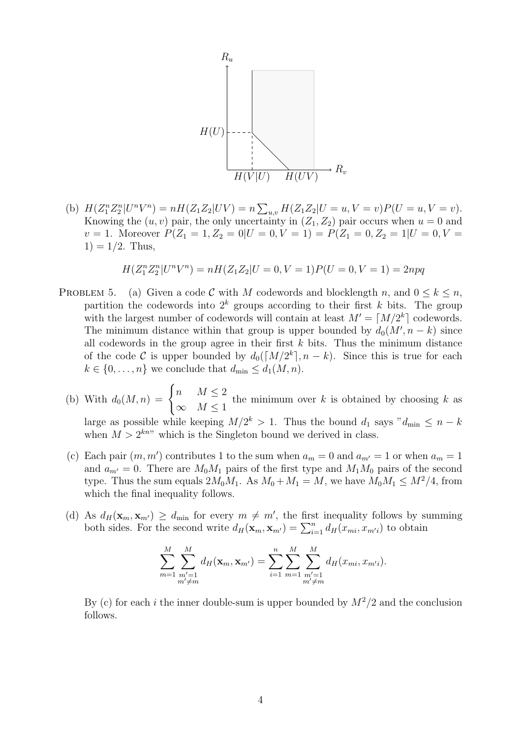$R_u$

$H(U)$

$H(V|U)$ $H(UV)$ $R_v$

(b) $H(Z_1^n Z_2^n | U^n V^n) = nH(Z_1 Z_2 | UV) = n \sum_{u,v} H(Z_1 Z_2 | U = u, V = v) P(U = u, V = v)$. Knowing the $(u, v)$ pair, the only uncertainty in $(Z_1, Z_2)$ pair occurs when $u = 0$ and $v = 1$. Moreover $P(Z_1 = 1, Z_2 = 0 | U = 0, V = 1) = P(Z_1 = 0, Z_2 = 1 | U = 0, V = 1) = 1/2$. Thus,

$$H(Z_1^n Z_2^n | U^n V^n) = nH(Z_1 Z_2 | U = 0, V = 1) P(U = 0, V = 1) = 2npq$$

PROBLEM 5. (a) Given a code $\mathcal{C}$ with $M$ codewords and blocklength $n$, and $0 \le k \le n$, partition the codewords into $2^k$ groups according to their first $k$ bits. The group with the largest number of codewords will contain at least $M' = \lceil M/2^k \rceil$ codewords. The minimum distance within that group is upper bounded by $d_0(M', n-k)$ since all codewords in the group agree in their first $k$ bits. Thus the minimum distance of the code $\mathcal{C}$ is upper bounded by $d_0(\lceil M/2^k \rceil, n-k)$. Since this is true for each $k \in \{0, \ldots, n\}$ we conclude that $d_{\min} \le d_1(M, n)$.

(b) With $d_0(M, n) = \begin{cases} n & M \le 2 \\ \infty & M \le 1 \end{cases}$ the minimum over $k$ is obtained by choosing $k$ as large as possible while keeping $M/2^k > 1$. Thus the bound $d_1$ says "$d_{\min} \le n - k$ when $M > 2^{kn}$" which is the Singleton bound we derived in class.

(c) Each pair $(m, m')$ contributes 1 to the sum when $a_m = 0$ and $a_{m'} = 1$ or when $a_m = 1$ and $a_{m'} = 0$. There are $M_0 M_1$ pairs of the first type and $M_1 M_0$ pairs of the second type. Thus the sum equals $2M_0 M_1$. As $M_0 + M_1 = M$, we have $M_0 M_1 \le M^2/4$, from which the final inequality follows.

(d) As $d_H(\mathbf{x}_m, \mathbf{x}_{m'}) \ge d_{\min}$ for every $m \ne m'$, the first inequality follows by summing both sides. For the second write $d_H(\mathbf{x}_m, \mathbf{x}_{m'}) = \sum_{i=1}^n d_H(x_{mi}, x_{m'i})$ to obtain

$$\sum_{m=1}^{M} \sum_{\substack{m'=1 \\ m' \ne m}}^{M} d_H(\mathbf{x}_m, \mathbf{x}_{m'}) = \sum_{i=1}^{n} \sum_{m=1}^{M} \sum_{\substack{m'=1 \\ m' \ne m}}^{M} d_H(x_{mi}, x_{m'i}).$$

By (c) for each $i$ the inner double-sum is upper bounded by $M^2/2$ and the conclusion follows.